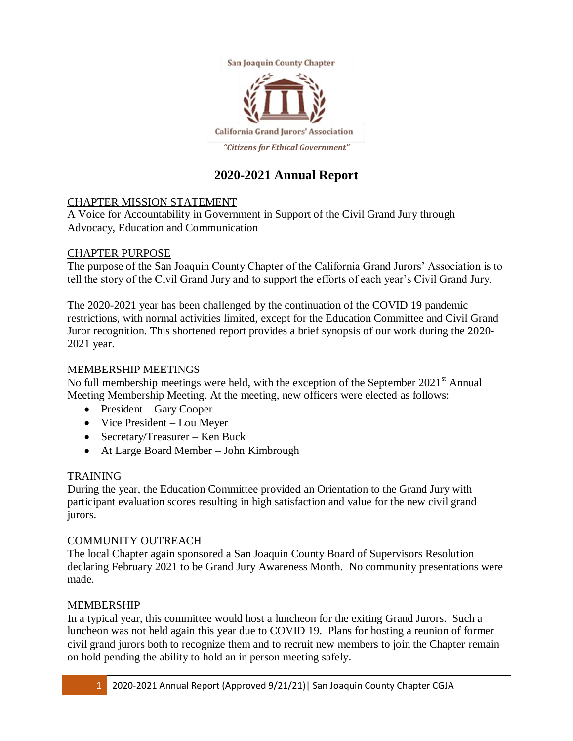San Joaquin County Chapter

California Grand Jurors' Association

*"Citizens for Ethical Government"*

# 2020-2021 Annual Report

## CHAPTER MISSION STATEMENT

A Voice for Accountability in Government in Support of the Civil Grand Jury through Advocacy, Education and Communication

## CHAPTER PURPOSE

The purpose of the San Joaquin County Chapter of the California Grand Jurors' Association is to tell the story of the Civil Grand Jury and to support the efforts of each year's Civil Grand Jury.

The 2020-2021 year has been challenged by the continuation of the COVID 19 pandemic restrictions, with normal activities limited, except for the Education Committee and Civil Grand Juror recognition. This shortened report provides a brief synopsis of our work during the 2020-2021 year.

## MEMBERSHIP MEETINGS

No full membership meetings were held, with the exception of the September 2021st Annual Meeting Membership Meeting. At the meeting, new officers were elected as follows:

- President – Gary Cooper
- Vice President – Lou Meyer
- Secretary/Treasurer – Ken Buck
- At Large Board Member – John Kimbrough

## TRAINING

During the year, the Education Committee provided an Orientation to the Grand Jury with participant evaluation scores resulting in high satisfaction and value for the new civil grand jurors.

## COMMUNITY OUTREACH

The local Chapter again sponsored a San Joaquin County Board of Supervisors Resolution declaring February 2021 to be Grand Jury Awareness Month. No community presentations were made.

## MEMBERSHIP

In a typical year, this committee would host a luncheon for the exiting Grand Jurors. Such a luncheon was not held again this year due to COVID 19. Plans for hosting a reunion of former civil grand jurors both to recognize them and to recruit new members to join the Chapter remain on hold pending the ability to hold an in person meeting safely.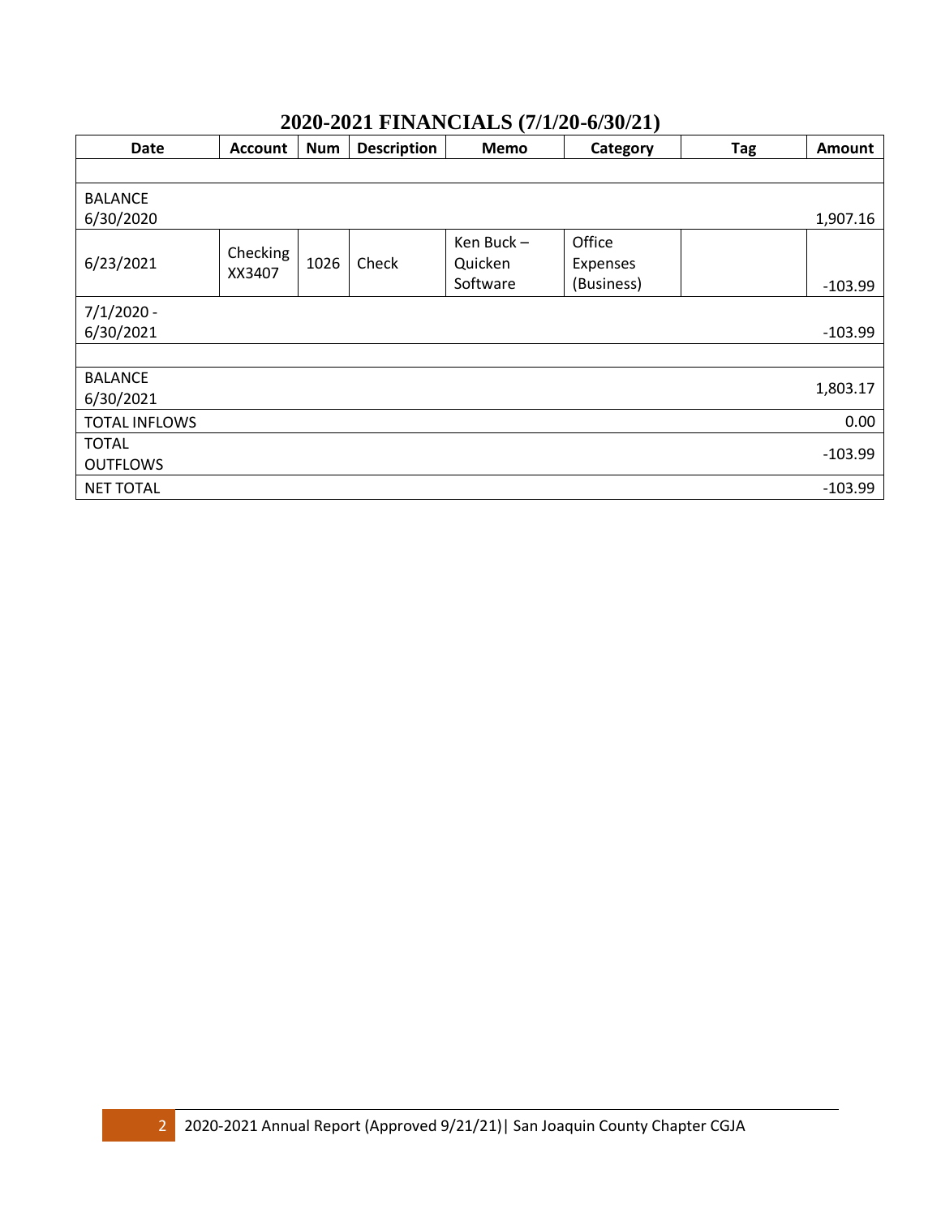# 2020-2021 FINANCIALS (7/1/20-6/30/21)

| Date | Account | Num | Description | Memo | Category | Tag | Amount |
|---|---|---|---|---|---|---|---|
| | | | | | | | |
| BALANCE 6/30/2020 | | | | | | | 1,907.16 |
| 6/23/2021 | Checking XX3407 | 1026 | Check | Ken Buck – Quicken Software | Office Expenses (Business) | | -103.99 |
| 7/1/2020 - 6/30/2021 | | | | | | | -103.99 |
| | | | | | | | |
| BALANCE 6/30/2021 | | | | | | | 1,803.17 |
| TOTAL INFLOWS | | | | | | | 0.00 |
| TOTAL OUTFLOWS | | | | | | | -103.99 |
| NET TOTAL | | | | | | | -103.99 |